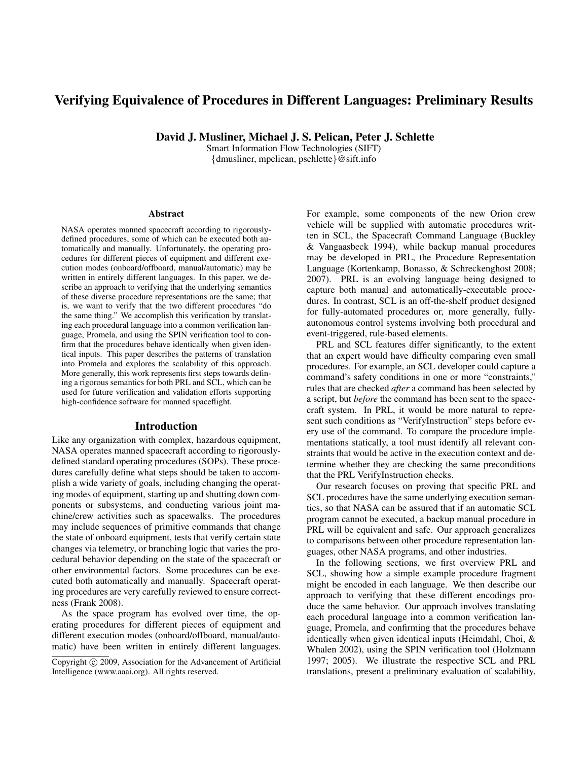# Verifying Equivalence of Procedures in Different Languages: Preliminary Results

**David J. Musliner, Michael J. S. Pelican, Peter J. Schlette**

Smart Information Flow Technologies (SIFT)
{dmusliner, mpelican, pschlette}@sift.info

### Abstract

NASA operates manned spacecraft according to rigorously-defined procedures, some of which can be executed both automatically and manually. Unfortunately, the operating procedures for different pieces of equipment and different execution modes (onboard/offboard, manual/automatic) may be written in entirely different languages. In this paper, we describe an approach to verifying that the underlying semantics of these diverse procedure representations are the same; that is, we want to verify that the two different procedures "do the same thing." We accomplish this verification by translating each procedural language into a common verification language, Promela, and using the SPIN verification tool to confirm that the procedures behave identically when given identical inputs. This paper describes the patterns of translation into Promela and explores the scalability of this approach. More generally, this work represents first steps towards defining a rigorous semantics for both PRL and SCL, which can be used for future verification and validation efforts supporting high-confidence software for manned spaceflight.

## Introduction

Like any organization with complex, hazardous equipment, NASA operates manned spacecraft according to rigorously-defined standard operating procedures (SOPs). These procedures carefully define what steps should be taken to accomplish a wide variety of goals, including changing the operating modes of equipment, starting up and shutting down components or subsystems, and conducting various joint machine/crew activities such as spacewalks. The procedures may include sequences of primitive commands that change the state of onboard equipment, tests that verify certain state changes via telemetry, or branching logic that varies the procedural behavior depending on the state of the spacecraft or other environmental factors. Some procedures can be executed both automatically and manually. Spacecraft operating procedures are very carefully reviewed to ensure correctness (Frank 2008).

As the space program has evolved over time, the operating procedures for different pieces of equipment and different execution modes (onboard/offboard, manual/automatic) have been written in entirely different languages. For example, some components of the new Orion crew vehicle will be supplied with automatic procedures written in SCL, the Spacecraft Command Language (Buckley & Vangaasbeck 1994), while backup manual procedures may be developed in PRL, the Procedure Representation Language (Kortenkamp, Bonasso, & Schreckenghost 2008; 2007). PRL is an evolving language being designed to capture both manual and automatically-executable procedures. In contrast, SCL is an off-the-shelf product designed for fully-automated procedures or, more generally, fully-autonomous control systems involving both procedural and event-triggered, rule-based elements.

PRL and SCL features differ significantly, to the extent that an expert would have difficulty comparing even small procedures. For example, an SCL developer could capture a command's safety conditions in one or more "constraints," rules that are checked *after* a command has been selected by a script, but *before* the command has been sent to the spacecraft system. In PRL, it would be more natural to represent such conditions as "VerifyInstruction" steps before every use of the command. To compare the procedure implementations statically, a tool must identify all relevant constraints that would be active in the execution context and determine whether they are checking the same preconditions that the PRL VerifyInstruction checks.

Our research focuses on proving that specific PRL and SCL procedures have the same underlying execution semantics, so that NASA can be assured that if an automatic SCL program cannot be executed, a backup manual procedure in PRL will be equivalent and safe. Our approach generalizes to comparisons between other procedure representation languages, other NASA programs, and other industries.

In the following sections, we first overview PRL and SCL, showing how a simple example procedure fragment might be encoded in each language. We then describe our approach to verifying that these different encodings produce the same behavior. Our approach involves translating each procedural language into a common verification language, Promela, and confirming that the procedures behave identically when given identical inputs (Heimdahl, Choi, & Whalen 2002), using the SPIN verification tool (Holzmann 1997; 2005). We illustrate the respective SCL and PRL translations, present a preliminary evaluation of scalability,

Copyright © 2009, Association for the Advancement of Artificial Intelligence (www.aaai.org). All rights reserved.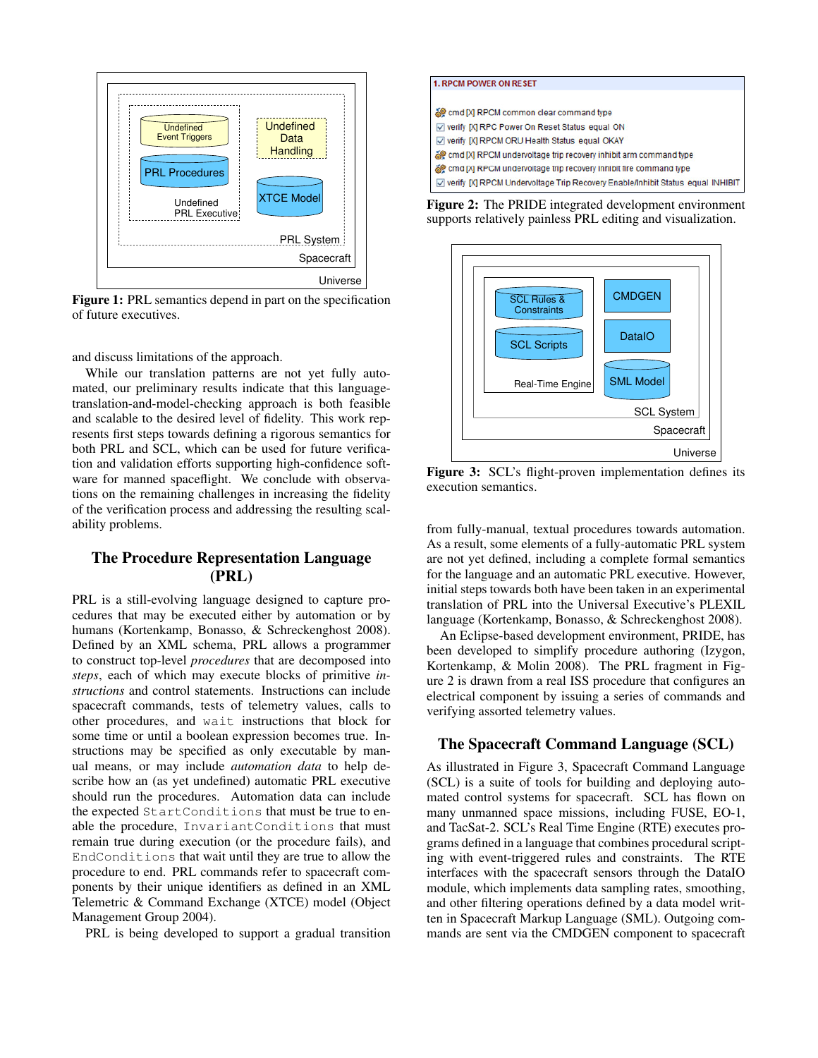Figure 1: PRL semantics depend in part on the specification of future executives.

and discuss limitations of the approach.

While our translation patterns are not yet fully automated, our preliminary results indicate that this language-translation-and-model-checking approach is both feasible and scalable to the desired level of fidelity. This work represents first steps towards defining a rigorous semantics for both PRL and SCL, which can be used for future verification and validation efforts supporting high-confidence software for manned spaceflight. We conclude with observations on the remaining challenges in increasing the fidelity of the verification process and addressing the resulting scalability problems.

## The Procedure Representation Language (PRL)

PRL is a still-evolving language designed to capture procedures that may be executed either by automation or by humans (Kortenkamp, Bonasso, & Schreckenghost 2008). Defined by an XML schema, PRL allows a programmer to construct top-level *procedures* that are decomposed into *steps*, each of which may execute blocks of primitive *instructions* and control statements. Instructions can include spacecraft commands, tests of telemetry values, calls to other procedures, and `wait` instructions that block for some time or until a boolean expression becomes true. Instructions may be specified as only executable by manual means, or may include *automation data* to help describe how an (as yet undefined) automatic PRL executive should run the procedures. Automation data can include the expected `StartConditions` that must be true to enable the procedure, `InvariantConditions` that must remain true during execution (or the procedure fails), and `EndConditions` that wait until they are true to allow the procedure to end. PRL commands refer to spacecraft components by their unique identifiers as defined in an XML Telemetric & Command Exchange (XTCE) model (Object Management Group 2004).

PRL is being developed to support a gradual transition from fully-manual, textual procedures towards automation. As a result, some elements of a fully-automatic PRL system are not yet defined, including a complete formal semantics for the language and an automatic PRL executive. However, initial steps towards both have been taken in an experimental translation of PRL into the Universal Executive's PLEXIL language (Kortenkamp, Bonasso, & Schreckenghost 2008).

An Eclipse-based development environment, PRIDE, has been developed to simplify procedure authoring (Izygon, Kortenkamp, & Molin 2008). The PRL fragment in Figure 2 is drawn from a real ISS procedure that configures an electrical component by issuing a series of commands and verifying assorted telemetry values.

Figure 2: The PRIDE integrated development environment supports relatively painless PRL editing and visualization.

Figure 3: SCL's flight-proven implementation defines its execution semantics.

## The Spacecraft Command Language (SCL)

As illustrated in Figure 3, Spacecraft Command Language (SCL) is a suite of tools for building and deploying automated control systems for spacecraft. SCL has flown on many unmanned space missions, including FUSE, EO-1, and TacSat-2. SCL's Real Time Engine (RTE) executes programs defined in a language that combines procedural scripting with event-triggered rules and constraints. The RTE interfaces with the spacecraft sensors through the DataIO module, which implements data sampling rates, smoothing, and other filtering operations defined by a data model written in Spacecraft Markup Language (SML). Outgoing commands are sent via the CMDGEN component to spacecraft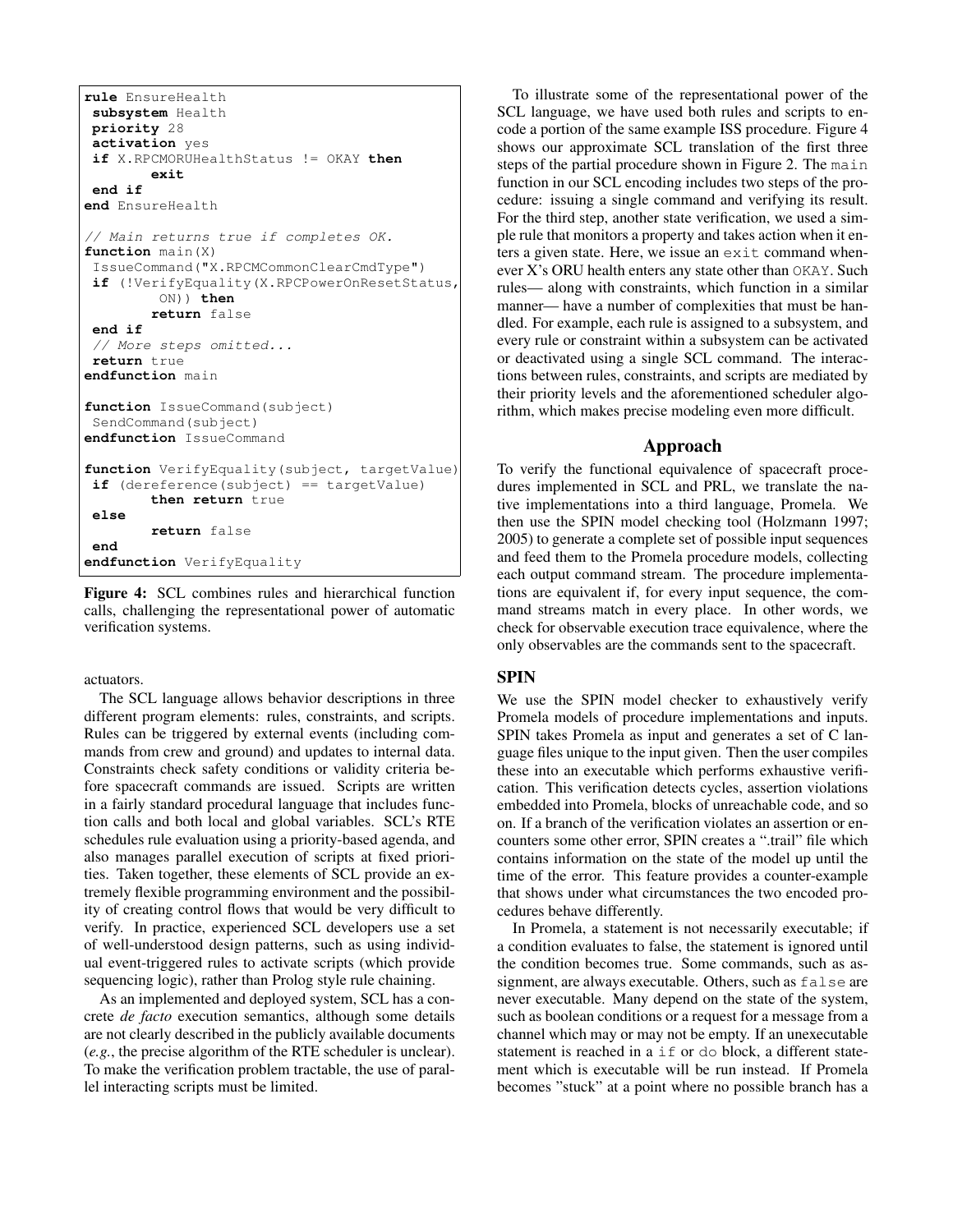```
rule EnsureHealth
 subsystem Health
 priority 28
 activation yes
 if X.RPCMORUHealthStatus != OKAY then
        exit
 end if
end EnsureHealth

// Main returns true if completes OK.
function main(X)
 IssueCommand("X.RPCMCommonClearCmdType")
 if (!VerifyEquality(X.RPCPowerOnResetStatus,
         ON)) then
        return false
 end if
 // More steps omitted...
 return true
endfunction main

function IssueCommand(subject)
 SendCommand(subject)
endfunction IssueCommand

function VerifyEquality(subject, targetValue)
 if (dereference(subject) == targetValue)
        then return true
 else
        return false
 end
endfunction VerifyEquality
```

**Figure 4:** SCL combines rules and hierarchical function calls, challenging the representational power of automatic verification systems.

actuators.

The SCL language allows behavior descriptions in three different program elements: rules, constraints, and scripts. Rules can be triggered by external events (including commands from crew and ground) and updates to internal data. Constraints check safety conditions or validity criteria before spacecraft commands are issued. Scripts are written in a fairly standard procedural language that includes function calls and both local and global variables. SCL's RTE schedules rule evaluation using a priority-based agenda, and also manages parallel execution of scripts at fixed priorities. Taken together, these elements of SCL provide an extremely flexible programming environment and the possibility of creating control flows that would be very difficult to verify. In practice, experienced SCL developers use a set of well-understood design patterns, such as using individual event-triggered rules to activate scripts (which provide sequencing logic), rather than Prolog style rule chaining.

As an implemented and deployed system, SCL has a concrete *de facto* execution semantics, although some details are not clearly described in the publicly available documents (*e.g.*, the precise algorithm of the RTE scheduler is unclear). To make the verification problem tractable, the use of parallel interacting scripts must be limited.

To illustrate some of the representational power of the SCL language, we have used both rules and scripts to encode a portion of the same example ISS procedure. Figure 4 shows our approximate SCL translation of the first three steps of the partial procedure shown in Figure 2. The `main` function in our SCL encoding includes two steps of the procedure: issuing a single command and verifying its result. For the third step, another state verification, we used a simple rule that monitors a property and takes action when it enters a given state. Here, we issue an `exit` command whenever X's ORU health enters any state other than `OKAY`. Such rules— along with constraints, which function in a similar manner— have a number of complexities that must be handled. For example, each rule is assigned to a subsystem, and every rule or constraint within a subsystem can be activated or deactivated using a single SCL command. The interactions between rules, constraints, and scripts are mediated by their priority levels and the aforementioned scheduler algorithm, which makes precise modeling even more difficult.

## Approach

To verify the functional equivalence of spacecraft procedures implemented in SCL and PRL, we translate the native implementations into a third language, Promela. We then use the SPIN model checking tool (Holzmann 1997; 2005) to generate a complete set of possible input sequences and feed them to the Promela procedure models, collecting each output command stream. The procedure implementations are equivalent if, for every input sequence, the command streams match in every place. In other words, we check for observable execution trace equivalence, where the only observables are the commands sent to the spacecraft.

### SPIN

We use the SPIN model checker to exhaustively verify Promela models of procedure implementations and inputs. SPIN takes Promela as input and generates a set of C language files unique to the input given. Then the user compiles these into an executable which performs exhaustive verification. This verification detects cycles, assertion violations embedded into Promela, blocks of unreachable code, and so on. If a branch of the verification violates an assertion or encounters some other error, SPIN creates a ".trail" file which contains information on the state of the model up until the time of the error. This feature provides a counter-example that shows under what circumstances the two encoded procedures behave differently.

In Promela, a statement is not necessarily executable; if a condition evaluates to false, the statement is ignored until the condition becomes true. Some commands, such as assignment, are always executable. Others, such as `false` are never executable. Many depend on the state of the system, such as boolean conditions or a request for a message from a channel which may or may not be empty. If an unexecutable statement is reached in a `if` or `do` block, a different statement which is executable will be run instead. If Promela becomes "stuck" at a point where no possible branch has a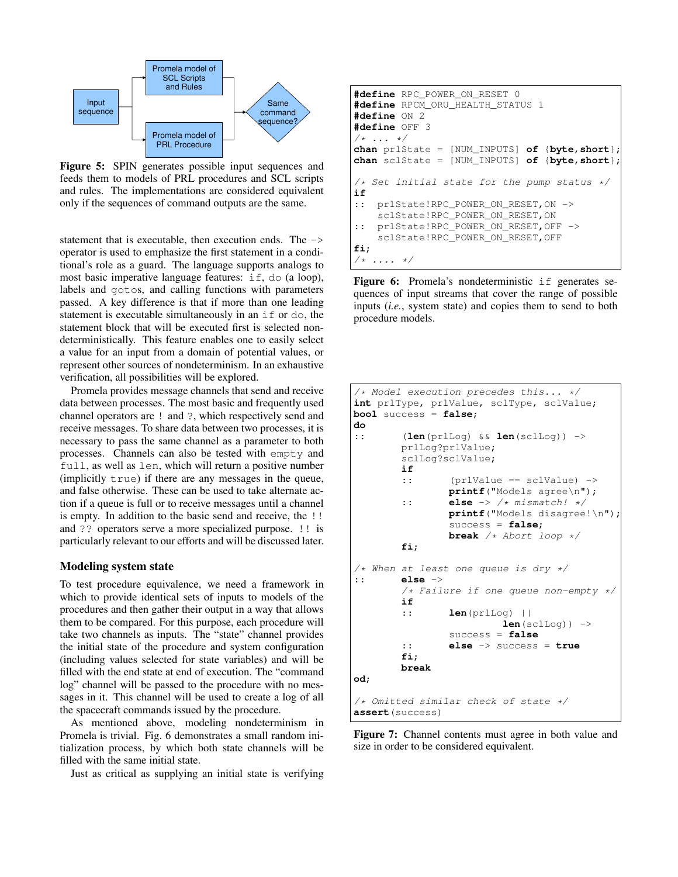Figure 5: SPIN generates possible input sequences and feeds them to models of PRL procedures and SCL scripts and rules. The implementations are considered equivalent only if the sequences of command outputs are the same.

statement that is executable, then execution ends. The -> operator is used to emphasize the first statement in a conditional's role as a guard. The language supports analogs to most basic imperative language features: if, do (a loop), labels and gotos, and calling functions with parameters passed. A key difference is that if more than one leading statement is executable simultaneously in an if or do, the statement block that will be executed first is selected nondeterministically. This feature enables one to easily select a value for an input from a domain of potential values, or represent other sources of nondeterminism. In an exhaustive verification, all possibilities will be explored.

Promela provides message channels that send and receive data between processes. The most basic and frequently used channel operators are ! and ?, which respectively send and receive messages. To share data between two processes, it is necessary to pass the same channel as a parameter to both processes. Channels can also be tested with empty and full, as well as len, which will return a positive number (implicitly true) if there are any messages in the queue, and false otherwise. These can be used to take alternate action if a queue is full or to receive messages until a channel is empty. In addition to the basic send and receive, the !! and ?? operators serve a more specialized purpose. !! is particularly relevant to our efforts and will be discussed later.

### Modeling system state

To test procedure equivalence, we need a framework in which to provide identical sets of inputs to models of the procedures and then gather their output in a way that allows them to be compared. For this purpose, each procedure will take two channels as inputs. The "state" channel provides the initial state of the procedure and system configuration (including values selected for state variables) and will be filled with the end state at end of execution. The "command log" channel will be passed to the procedure with no messages in it. This channel will be used to create a log of all the spacecraft commands issued by the procedure.

As mentioned above, modeling nondeterminism in Promela is trivial. Fig. 6 demonstrates a small random initialization process, by which both state channels will be filled with the same initial state.

Just as critical as supplying an initial state is verifying

```
#define RPC_POWER_ON_RESET 0
#define RPCM_ORU_HEALTH_STATUS 1
#define ON 2
#define OFF 3
/* ... */
chan prlState = [NUM_INPUTS] of {byte,short};
chan sclState = [NUM_INPUTS] of {byte,short};

/* Set initial state for the pump status */
if
::  prlState!RPC_POWER_ON_RESET,ON ->
    sclState!RPC_POWER_ON_RESET,ON
::  prlState!RPC_POWER_ON_RESET,OFF ->
    sclState!RPC_POWER_ON_RESET,OFF
fi;
/* .... */
```

Figure 6: Promela's nondeterministic if generates sequences of input streams that cover the range of possible inputs (*i.e.*, system state) and copies them to send to both procedure models.

```
/* Model execution precedes this... */
int prlType, prlValue, sclType, sclValue;
bool success = false;
do
::      (len(prlLog) && len(sclLog)) ->
        prlLog?prlValue;
        sclLog?sclValue;
        if
        ::      (prlValue == sclValue) ->
                printf("Models agree\n");
        ::      else -> /* mismatch! */
                printf("Models disagree!\n");
                success = false;
                break /* Abort loop */
        fi;

/* When at least one queue is dry */
::      else ->
        /* Failure if one queue non-empty */
        if
        ::      len(prlLog) ||
                        len(sclLog)) ->
                success = false
        ::      else -> success = true
        fi;
        break
od;

/* Omitted similar check of state */
assert(success)
```

Figure 7: Channel contents must agree in both value and size in order to be considered equivalent.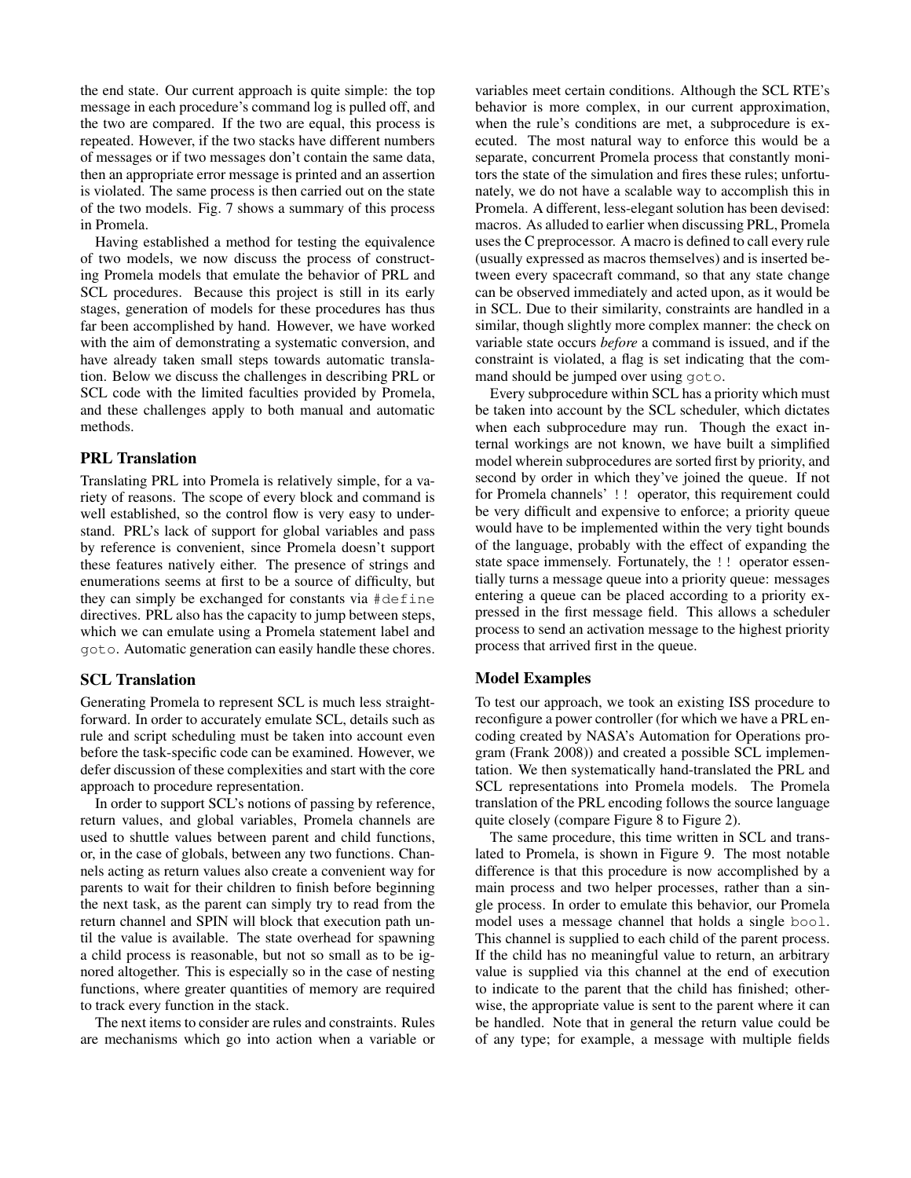the end state. Our current approach is quite simple: the top message in each procedure's command log is pulled off, and the two are compared. If the two are equal, this process is repeated. However, if the two stacks have different numbers of messages or if two messages don't contain the same data, then an appropriate error message is printed and an assertion is violated. The same process is then carried out on the state of the two models. Fig. 7 shows a summary of this process in Promela.

Having established a method for testing the equivalence of two models, we now discuss the process of constructing Promela models that emulate the behavior of PRL and SCL procedures. Because this project is still in its early stages, generation of models for these procedures has thus far been accomplished by hand. However, we have worked with the aim of demonstrating a systematic conversion, and have already taken small steps towards automatic translation. Below we discuss the challenges in describing PRL or SCL code with the limited faculties provided by Promela, and these challenges apply to both manual and automatic methods.

## PRL Translation

Translating PRL into Promela is relatively simple, for a variety of reasons. The scope of every block and command is well established, so the control flow is very easy to understand. PRL's lack of support for global variables and pass by reference is convenient, since Promela doesn't support these features natively either. The presence of strings and enumerations seems at first to be a source of difficulty, but they can simply be exchanged for constants via `#define` directives. PRL also has the capacity to jump between steps, which we can emulate using a Promela statement label and `goto`. Automatic generation can easily handle these chores.

## SCL Translation

Generating Promela to represent SCL is much less straightforward. In order to accurately emulate SCL, details such as rule and script scheduling must be taken into account even before the task-specific code can be examined. However, we defer discussion of these complexities and start with the core approach to procedure representation.

In order to support SCL's notions of passing by reference, return values, and global variables, Promela channels are used to shuttle values between parent and child functions, or, in the case of globals, between any two functions. Channels acting as return values also create a convenient way for parents to wait for their children to finish before beginning the next task, as the parent can simply try to read from the return channel and SPIN will block that execution path until the value is available. The state overhead for spawning a child process is reasonable, but not so small as to be ignored altogether. This is especially so in the case of nesting functions, where greater quantities of memory are required to track every function in the stack.

The next items to consider are rules and constraints. Rules are mechanisms which go into action when a variable or variables meet certain conditions. Although the SCL RTE's behavior is more complex, in our current approximation, when the rule's conditions are met, a subprocedure is executed. The most natural way to enforce this would be a separate, concurrent Promela process that constantly monitors the state of the simulation and fires these rules; unfortunately, we do not have a scalable way to accomplish this in Promela. A different, less-elegant solution has been devised: macros. As alluded to earlier when discussing PRL, Promela uses the C preprocessor. A macro is defined to call every rule (usually expressed as macros themselves) and is inserted between every spacecraft command, so that any state change can be observed immediately and acted upon, as it would be in SCL. Due to their similarity, constraints are handled in a similar, though slightly more complex manner: the check on variable state occurs *before* a command is issued, and if the constraint is violated, a flag is set indicating that the command should be jumped over using `goto`.

Every subprocedure within SCL has a priority which must be taken into account by the SCL scheduler, which dictates when each subprocedure may run. Though the exact internal workings are not known, we have built a simplified model wherein subprocedures are sorted first by priority, and second by order in which they've joined the queue. If not for Promela channels' `!!` operator, this requirement could be very difficult and expensive to enforce; a priority queue would have to be implemented within the very tight bounds of the language, probably with the effect of expanding the state space immensely. Fortunately, the `!!` operator essentially turns a message queue into a priority queue: messages entering a queue can be placed according to a priority expressed in the first message field. This allows a scheduler process to send an activation message to the highest priority process that arrived first in the queue.

## Model Examples

To test our approach, we took an existing ISS procedure to reconfigure a power controller (for which we have a PRL encoding created by NASA's Automation for Operations program (Frank 2008)) and created a possible SCL implementation. We then systematically hand-translated the PRL and SCL representations into Promela models. The Promela translation of the PRL encoding follows the source language quite closely (compare Figure 8 to Figure 2).

The same procedure, this time written in SCL and translated to Promela, is shown in Figure 9. The most notable difference is that this procedure is now accomplished by a main process and two helper processes, rather than a single process. In order to emulate this behavior, our Promela model uses a message channel that holds a single `bool`. This channel is supplied to each child of the parent process. If the child has no meaningful value to return, an arbitrary value is supplied via this channel at the end of execution to indicate to the parent that the child has finished; otherwise, the appropriate value is sent to the parent where it can be handled. Note that in general the return value could be of any type; for example, a message with multiple fields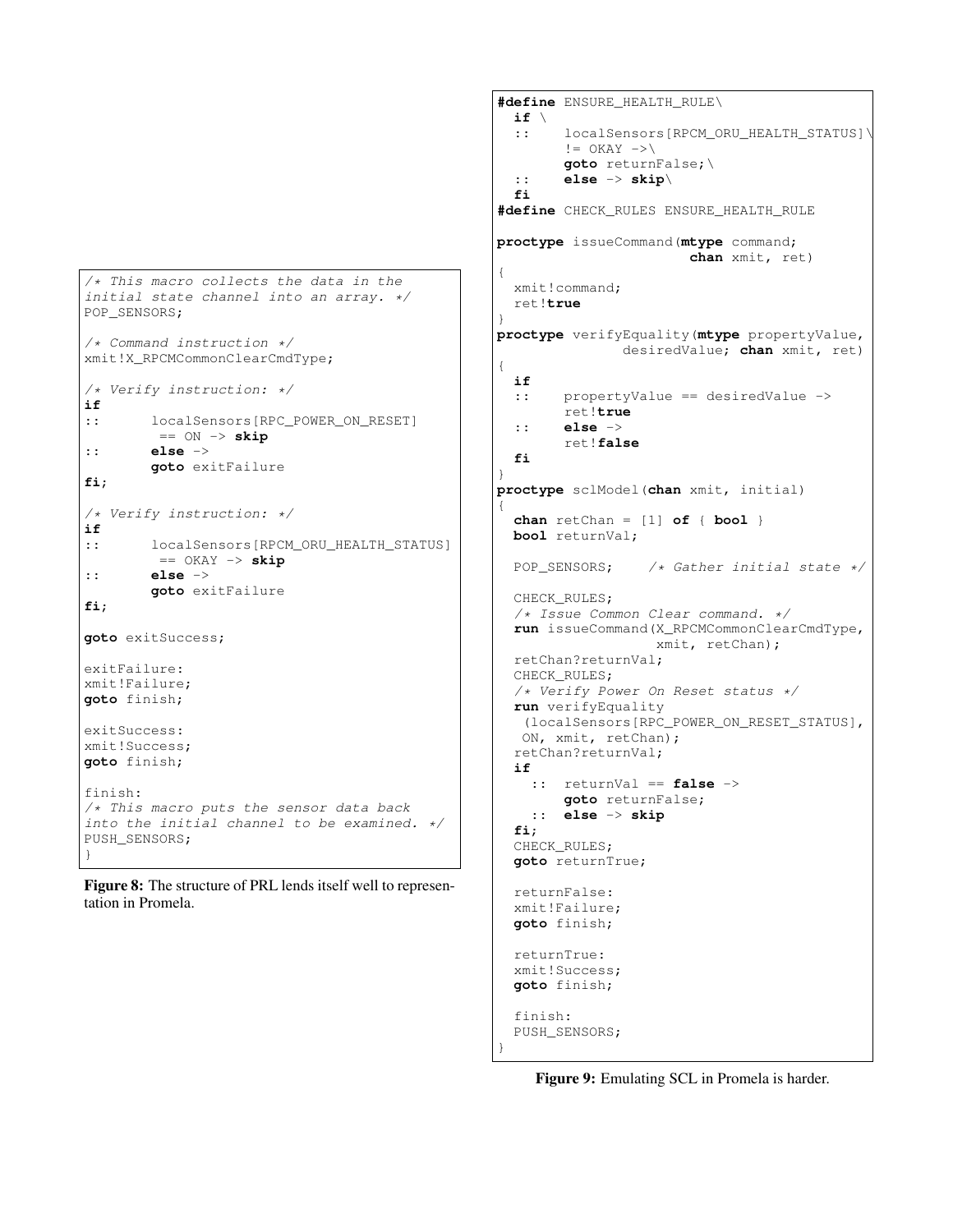```
/* This macro collects the data in the
initial state channel into an array. */
POP_SENSORS;

/* Command instruction */
xmit!X_RPCMCommonClearCmdType;

/* Verify instruction: */
if
::      localSensors[RPC_POWER_ON_RESET]
         == ON -> skip
::      else ->
        goto exitFailure
fi;

/* Verify instruction: */
if
::      localSensors[RPCM_ORU_HEALTH_STATUS]
         == OKAY -> skip
::      else ->
        goto exitFailure
fi;

goto exitSuccess;

exitFailure:
xmit!Failure;
goto finish;

exitSuccess:
xmit!Success;
goto finish;

finish:
/* This macro puts the sensor data back
into the initial channel to be examined. */
PUSH_SENSORS;
}
```

**Figure 8:** The structure of PRL lends itself well to representation in Promela.

```
#define ENSURE_HEALTH_RULE\
  if \
  ::    localSensors[RPCM_ORU_HEALTH_STATUS]\
        != OKAY ->\
        goto returnFalse;\
  ::    else -> skip\
  fi
#define CHECK_RULES ENSURE_HEALTH_RULE

proctype issueCommand(mtype command;
                      chan xmit, ret)
{
  xmit!command;
  ret!true
}
proctype verifyEquality(mtype propertyValue,
              desiredValue; chan xmit, ret)
{
  if
  ::    propertyValue == desiredValue ->
        ret!true
  ::    else ->
        ret!false
  fi
}
proctype sclModel(chan xmit, initial)
{
  chan retChan = [1] of { bool }
  bool returnVal;

  POP_SENSORS;    /* Gather initial state */

  CHECK_RULES;
  /* Issue Common Clear command. */
  run issueCommand(X_RPCMCommonClearCmdType,
                   xmit, retChan);
  retChan?returnVal;
  CHECK_RULES;
  /* Verify Power On Reset status */
  run verifyEquality
   (localSensors[RPC_POWER_ON_RESET_STATUS],
   ON, xmit, retChan);
  retChan?returnVal;
  if
    ::  returnVal == false ->
        goto returnFalse;
    ::  else -> skip
  fi;
  CHECK_RULES;
  goto returnTrue;

  returnFalse:
  xmit!Failure;
  goto finish;

  returnTrue:
  xmit!Success;
  goto finish;

  finish:
  PUSH_SENSORS;
}
```

**Figure 9:** Emulating SCL in Promela is harder.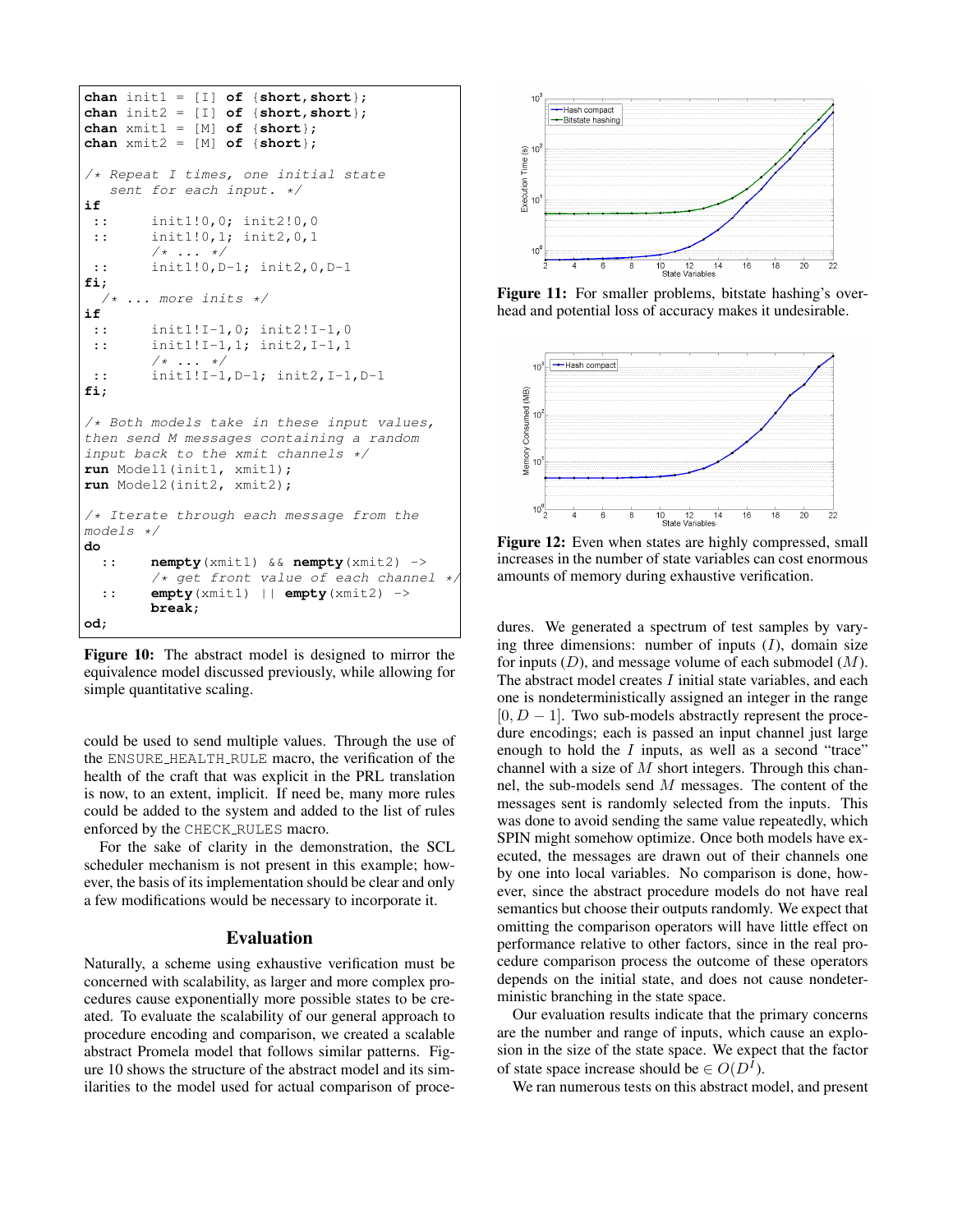```
chan init1 = [I] of {short,short};
chan init2 = [I] of {short,short};
chan xmit1 = [M] of {short};
chan xmit2 = [M] of {short};

/* Repeat I times, one initial state
   sent for each input. */
if
 ::     init1!0,0; init2!0,0
 ::     init1!0,1; init2,0,1
        /* ... */
 ::     init1!0,D-1; init2,0,D-1
fi;
  /* ... more inits */
if
 ::     init1!I-1,0; init2!I-1,0
 ::     init1!I-1,1; init2,I-1,1
        /* ... */
 ::     init1!I-1,D-1; init2,I-1,D-1
fi;

/* Both models take in these input values,
then send M messages containing a random
input back to the xmit channels */
run Model1(init1, xmit1);
run Model2(init2, xmit2);

/* Iterate through each message from the
models */
do
  ::    nempty(xmit1) && nempty(xmit2) ->
        /* get front value of each channel */
  ::    empty(xmit1) || empty(xmit2) ->
        break;
od;
```

**Figure 10:** The abstract model is designed to mirror the equivalence model discussed previously, while allowing for simple quantitative scaling.

could be used to send multiple values. Through the use of the ENSURE_HEALTH_RULE macro, the verification of the health of the craft that was explicit in the PRL translation is now, to an extent, implicit. If need be, many more rules could be added to the system and added to the list of rules enforced by the CHECK_RULES macro.

For the sake of clarity in the demonstration, the SCL scheduler mechanism is not present in this example; however, the basis of its implementation should be clear and only a few modifications would be necessary to incorporate it.

## Evaluation

Naturally, a scheme using exhaustive verification must be concerned with scalability, as larger and more complex procedures cause exponentially more possible states to be created. To evaluate the scalability of our general approach to procedure encoding and comparison, we created a scalable abstract Promela model that follows similar patterns. Figure 10 shows the structure of the abstract model and its similarities to the model used for actual comparison of procedures. We generated a spectrum of test samples by varying three dimensions: number of inputs ($I$), domain size for inputs ($D$), and message volume of each submodel ($M$). The abstract model creates $I$ initial state variables, and each one is nondeterministically assigned an integer in the range $[0, D-1]$. Two sub-models abstractly represent the procedure encodings; each is passed an input channel just large enough to hold the $I$ inputs, as well as a second "trace" channel with a size of $M$ short integers. Through this channel, the sub-models send $M$ messages. The content of the messages sent is randomly selected from the inputs. This was done to avoid sending the same value repeatedly, which SPIN might somehow optimize. Once both models have executed, the messages are drawn out of their channels one by one into local variables. No comparison is done, however, since the abstract procedure models do not have real semantics but choose their outputs randomly. We expect that omitting the comparison operators will have little effect on performance relative to other factors, since in the real procedure comparison process the outcome of these operators depends on the initial state, and does not cause nondeterministic branching in the state space.

Our evaluation results indicate that the primary concerns are the number and range of inputs, which cause an explosion in the size of the state space. We expect that the factor of state space increase should be $\in O(D^I)$.

**Figure 11:** For smaller problems, bitstate hashing's overhead and potential loss of accuracy makes it undesirable.

**Figure 12:** Even when states are highly compressed, small increases in the number of state variables can cost enormous amounts of memory during exhaustive verification.

We ran numerous tests on this abstract model, and present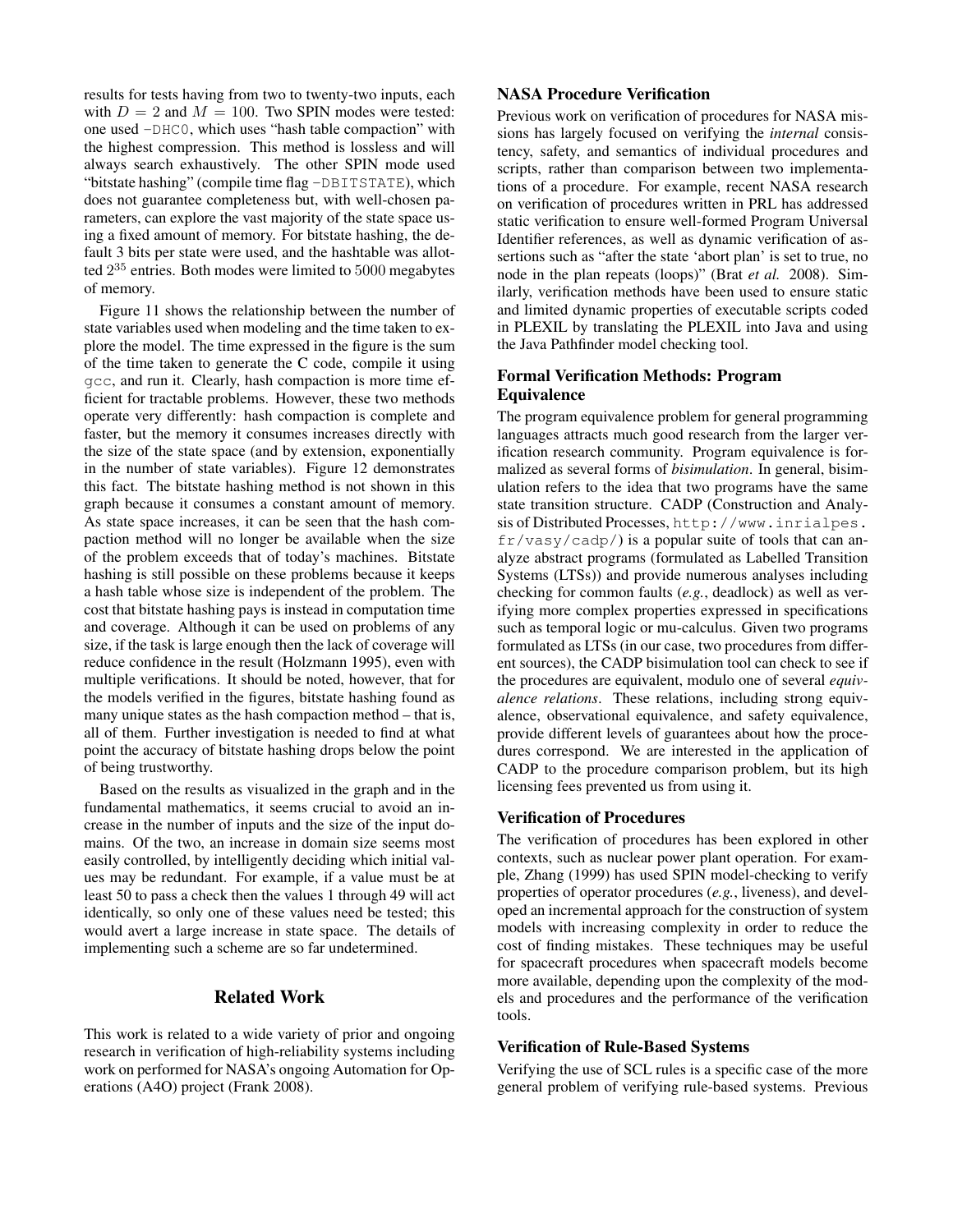results for tests having from two to twenty-two inputs, each with $D = 2$ and $M = 100$. Two SPIN modes were tested: one used `-DHC0`, which uses "hash table compaction" with the highest compression. This method is lossless and will always search exhaustively. The other SPIN mode used "bitstate hashing" (compile time flag `-DBITSTATE`), which does not guarantee completeness but, with well-chosen parameters, can explore the vast majority of the state space using a fixed amount of memory. For bitstate hashing, the default 3 bits per state were used, and the hashtable was allotted $2^{35}$ entries. Both modes were limited to 5000 megabytes of memory.

Figure 11 shows the relationship between the number of state variables used when modeling and the time taken to explore the model. The time expressed in the figure is the sum of the time taken to generate the C code, compile it using `gcc`, and run it. Clearly, hash compaction is more time efficient for tractable problems. However, these two methods operate very differently: hash compaction is complete and faster, but the memory it consumes increases directly with the size of the state space (and by extension, exponentially in the number of state variables). Figure 12 demonstrates this fact. The bitstate hashing method is not shown in this graph because it consumes a constant amount of memory. As state space increases, it can be seen that the hash compaction method will no longer be available when the size of the problem exceeds that of today's machines. Bitstate hashing is still possible on these problems because it keeps a hash table whose size is independent of the problem. The cost that bitstate hashing pays is instead in computation time and coverage. Although it can be used on problems of any size, if the task is large enough then the lack of coverage will reduce confidence in the result (Holzmann 1995), even with multiple verifications. It should be noted, however, that for the models verified in the figures, bitstate hashing found as many unique states as the hash compaction method – that is, all of them. Further investigation is needed to find at what point the accuracy of bitstate hashing drops below the point of being trustworthy.

Based on the results as visualized in the graph and in the fundamental mathematics, it seems crucial to avoid an increase in the number of inputs and the size of the input domains. Of the two, an increase in domain size seems most easily controlled, by intelligently deciding which initial values may be redundant. For example, if a value must be at least 50 to pass a check then the values 1 through 49 will act identically, so only one of these values need be tested; this would avert a large increase in state space. The details of implementing such a scheme are so far undetermined.

## Related Work

This work is related to a wide variety of prior and ongoing research in verification of high-reliability systems including work on performed for NASA's ongoing Automation for Operations (A4O) project (Frank 2008).

### NASA Procedure Verification

Previous work on verification of procedures for NASA missions has largely focused on verifying the *internal* consistency, safety, and semantics of individual procedures and scripts, rather than comparison between two implementations of a procedure. For example, recent NASA research on verification of procedures written in PRL has addressed static verification to ensure well-formed Program Universal Identifier references, as well as dynamic verification of assertions such as "after the state 'abort plan' is set to true, no node in the plan repeats (loops)" (Brat *et al.* 2008). Similarly, verification methods have been used to ensure static and limited dynamic properties of executable scripts coded in PLEXIL by translating the PLEXIL into Java and using the Java Pathfinder model checking tool.

### Formal Verification Methods: Program Equivalence

The program equivalence problem for general programming languages attracts much good research from the larger verification research community. Program equivalence is formalized as several forms of *bisimulation*. In general, bisimulation refers to the idea that two programs have the same state transition structure. CADP (Construction and Analysis of Distributed Processes, `http://www.inrialpes.fr/vasy/cadp/`) is a popular suite of tools that can analyze abstract programs (formulated as Labelled Transition Systems (LTSs)) and provide numerous analyses including checking for common faults (*e.g.*, deadlock) as well as verifying more complex properties expressed in specifications such as temporal logic or mu-calculus. Given two programs formulated as LTSs (in our case, two procedures from different sources), the CADP bisimulation tool can check to see if the procedures are equivalent, modulo one of several *equivalence relations*. These relations, including strong equivalence, observational equivalence, and safety equivalence, provide different levels of guarantees about how the procedures correspond. We are interested in the application of CADP to the procedure comparison problem, but its high licensing fees prevented us from using it.

### Verification of Procedures

The verification of procedures has been explored in other contexts, such as nuclear power plant operation. For example, Zhang (1999) has used SPIN model-checking to verify properties of operator procedures (*e.g.*, liveness), and developed an incremental approach for the construction of system models with increasing complexity in order to reduce the cost of finding mistakes. These techniques may be useful for spacecraft procedures when spacecraft models become more available, depending upon the complexity of the models and procedures and the performance of the verification tools.

### Verification of Rule-Based Systems

Verifying the use of SCL rules is a specific case of the more general problem of verifying rule-based systems. Previous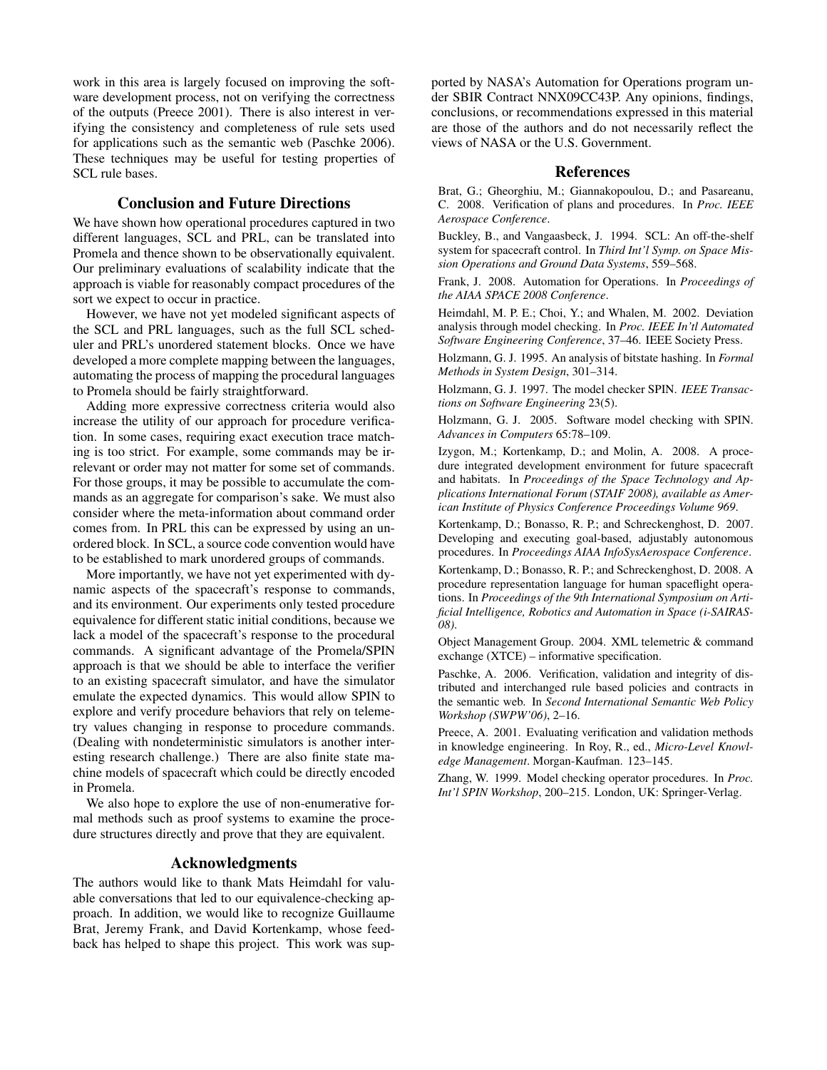work in this area is largely focused on improving the software development process, not on verifying the correctness of the outputs (Preece 2001). There is also interest in verifying the consistency and completeness of rule sets used for applications such as the semantic web (Paschke 2006). These techniques may be useful for testing properties of SCL rule bases.

## Conclusion and Future Directions

We have shown how operational procedures captured in two different languages, SCL and PRL, can be translated into Promela and thence shown to be observationally equivalent. Our preliminary evaluations of scalability indicate that the approach is viable for reasonably compact procedures of the sort we expect to occur in practice.

However, we have not yet modeled significant aspects of the SCL and PRL languages, such as the full SCL scheduler and PRL's unordered statement blocks. Once we have developed a more complete mapping between the languages, automating the process of mapping the procedural languages to Promela should be fairly straightforward.

Adding more expressive correctness criteria would also increase the utility of our approach for procedure verification. In some cases, requiring exact execution trace matching is too strict. For example, some commands may be irrelevant or order may not matter for some set of commands. For those groups, it may be possible to accumulate the commands as an aggregate for comparison's sake. We must also consider where the meta-information about command order comes from. In PRL this can be expressed by using an unordered block. In SCL, a source code convention would have to be established to mark unordered groups of commands.

More importantly, we have not yet experimented with dynamic aspects of the spacecraft's response to commands, and its environment. Our experiments only tested procedure equivalence for different static initial conditions, because we lack a model of the spacecraft's response to the procedural commands. A significant advantage of the Promela/SPIN approach is that we should be able to interface the verifier to an existing spacecraft simulator, and have the simulator emulate the expected dynamics. This would allow SPIN to explore and verify procedure behaviors that rely on telemetry values changing in response to procedure commands. (Dealing with nondeterministic simulators is another interesting research challenge.) There are also finite state machine models of spacecraft which could be directly encoded in Promela.

We also hope to explore the use of non-enumerative formal methods such as proof systems to examine the procedure structures directly and prove that they are equivalent.

## Acknowledgments

The authors would like to thank Mats Heimdahl for valuable conversations that led to our equivalence-checking approach. In addition, we would like to recognize Guillaume Brat, Jeremy Frank, and David Kortenkamp, whose feedback has helped to shape this project. This work was supported by NASA's Automation for Operations program under SBIR Contract NNX09CC43P. Any opinions, findings, conclusions, or recommendations expressed in this material are those of the authors and do not necessarily reflect the views of NASA or the U.S. Government.

## References

Brat, G.; Gheorghiu, M.; Giannakopoulou, D.; and Pasareanu, C. 2008. Verification of plans and procedures. In *Proc. IEEE Aerospace Conference*.

Buckley, B., and Vangaasbeck, J. 1994. SCL: An off-the-shelf system for spacecraft control. In *Third Int'l Symp. on Space Mission Operations and Ground Data Systems*, 559–568.

Frank, J. 2008. Automation for Operations. In *Proceedings of the AIAA SPACE 2008 Conference*.

Heimdahl, M. P. E.; Choi, Y.; and Whalen, M. 2002. Deviation analysis through model checking. In *Proc. IEEE In'tl Automated Software Engineering Conference*, 37–46. IEEE Society Press.

Holzmann, G. J. 1995. An analysis of bitstate hashing. In *Formal Methods in System Design*, 301–314.

Holzmann, G. J. 1997. The model checker SPIN. *IEEE Transactions on Software Engineering* 23(5).

Holzmann, G. J. 2005. Software model checking with SPIN. *Advances in Computers* 65:78–109.

Izygon, M.; Kortenkamp, D.; and Molin, A. 2008. A procedure integrated development environment for future spacecraft and habitats. In *Proceedings of the Space Technology and Applications International Forum (STAIF 2008), available as American Institute of Physics Conference Proceedings Volume 969*.

Kortenkamp, D.; Bonasso, R. P.; and Schreckenghost, D. 2007. Developing and executing goal-based, adjustably autonomous procedures. In *Proceedings AIAA InfoSysAerospace Conference*.

Kortenkamp, D.; Bonasso, R. P.; and Schreckenghost, D. 2008. A procedure representation language for human spaceflight operations. In *Proceedings of the 9th International Symposium on Artificial Intelligence, Robotics and Automation in Space (i-SAIRAS-08)*.

Object Management Group. 2004. XML telemetric & command exchange (XTCE) – informative specification.

Paschke, A. 2006. Verification, validation and integrity of distributed and interchanged rule based policies and contracts in the semantic web. In *Second International Semantic Web Policy Workshop (SWPW'06)*, 2–16.

Preece, A. 2001. Evaluating verification and validation methods in knowledge engineering. In Roy, R., ed., *Micro-Level Knowledge Management*. Morgan-Kaufman. 123–145.

Zhang, W. 1999. Model checking operator procedures. In *Proc. Int'l SPIN Workshop*, 200–215. London, UK: Springer-Verlag.